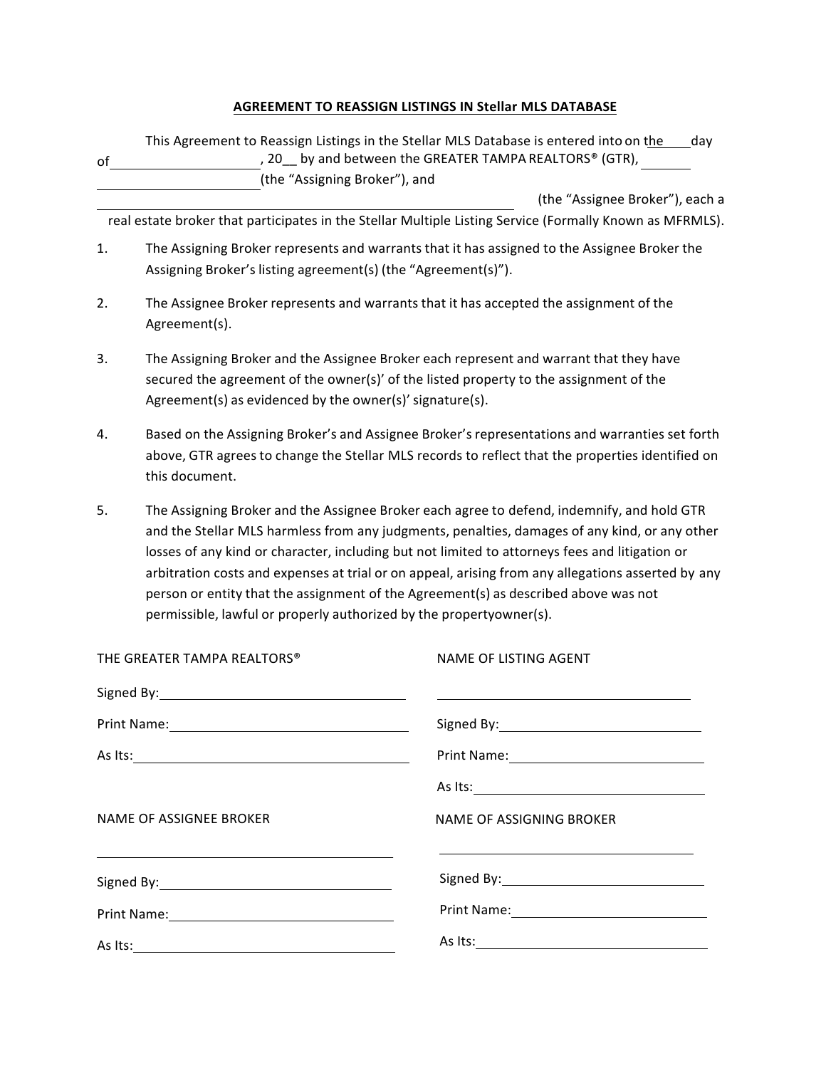**AGREEMENT TO REASSIGN LISTINGS IN Stellar MLS DATABASE**

This Agreement to Reassign Listings in the Stellar MLS Database is entered into on the ____ day of ____________________, 20__ by and between the GREATER TAMPA REALTORS® (GTR), ______ ______________________ (the "Assigning Broker"), and ____________________________________________ (the "Assignee Broker"), each a real estate broker that participates in the Stellar Multiple Listing Service (Formally Known as MFRMLS).

1. The Assigning Broker represents and warrants that it has assigned to the Assignee Broker the Assigning Broker's listing agreement(s) (the "Agreement(s)").

2. The Assignee Broker represents and warrants that it has accepted the assignment of the Agreement(s).

3. The Assigning Broker and the Assignee Broker each represent and warrant that they have secured the agreement of the owner(s)' of the listed property to the assignment of the Agreement(s) as evidenced by the owner(s)' signature(s).

4. Based on the Assigning Broker's and Assignee Broker's representations and warranties set forth above, GTR agrees to change the Stellar MLS records to reflect that the properties identified on this document.

5. The Assigning Broker and the Assignee Broker each agree to defend, indemnify, and hold GTR and the Stellar MLS harmless from any judgments, penalties, damages of any kind, or any other losses of any kind or character, including but not limited to attorneys fees and litigation or arbitration costs and expenses at trial or on appeal, arising from any allegations asserted by any person or entity that the assignment of the Agreement(s) as described above was not permissible, lawful or properly authorized by the propertyowner(s).

THE GREATER TAMPA REALTORS®

Signed By: ______________________________

Print Name: ______________________________

As Its: ______________________________

NAME OF LISTING AGENT

______________________________

Signed By: ______________________________

Print Name: ______________________________

As Its: ______________________________

NAME OF ASSIGNEE BROKER

______________________________

Signed By: ______________________________

Print Name: ______________________________

As Its: ______________________________

NAME OF ASSIGNING BROKER

______________________________

Signed By: ______________________________

Print Name: ______________________________

As Its: ______________________________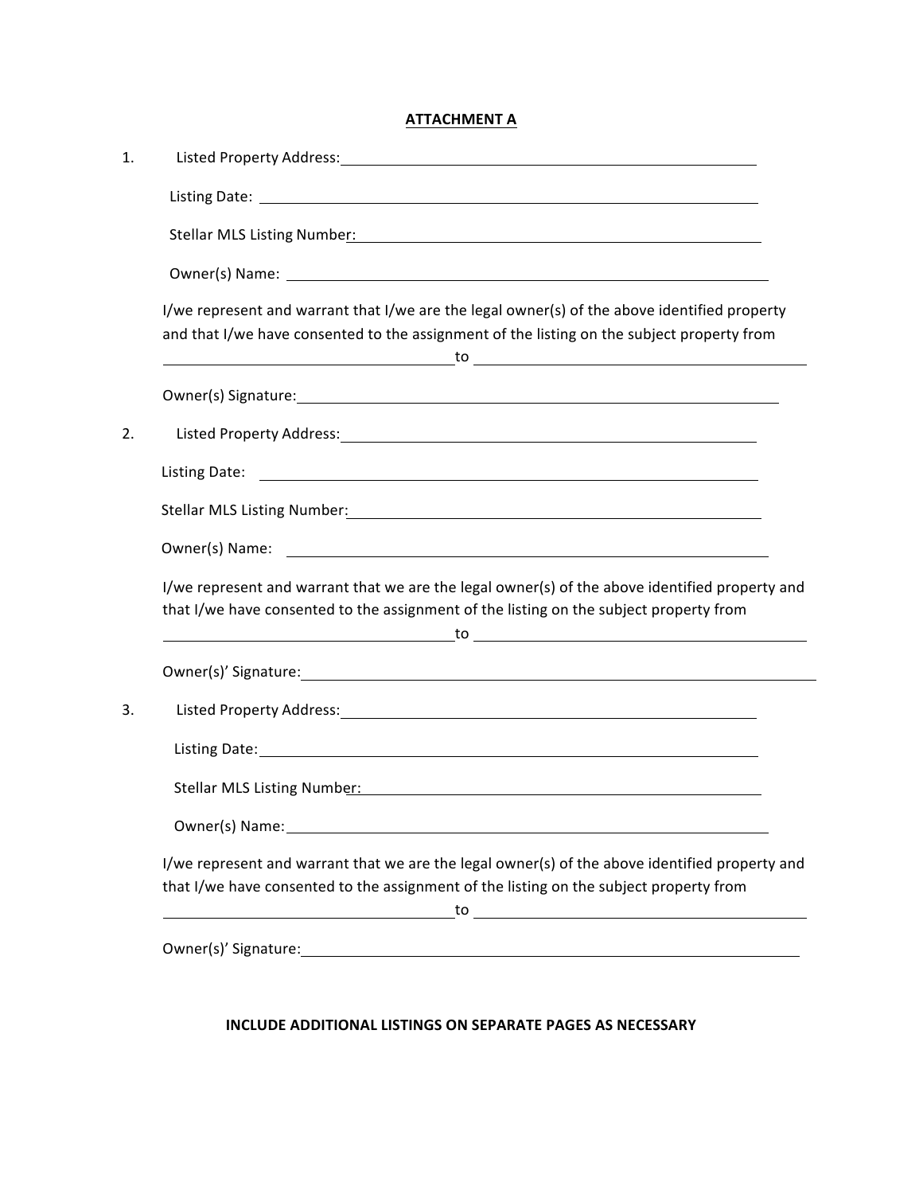**ATTACHMENT A**

1. Listed Property Address: ____________________________________________

   Listing Date: ____________________________________________

   Stellar MLS Listing Number: ____________________________________________

   Owner(s) Name: ____________________________________________

   I/we represent and warrant that I/we are the legal owner(s) of the above identified property and that I/we have consented to the assignment of the listing on the subject property from ______________________________ to ______________________________

   Owner(s) Signature: ____________________________________________

2. Listed Property Address: ____________________________________________

   Listing Date: ____________________________________________

   Stellar MLS Listing Number: ____________________________________________

   Owner(s) Name: ____________________________________________

   I/we represent and warrant that we are the legal owner(s) of the above identified property and that I/we have consented to the assignment of the listing on the subject property from ______________________________ to ______________________________

   Owner(s)' Signature: ____________________________________________

3. Listed Property Address: ____________________________________________

   Listing Date: ____________________________________________

   Stellar MLS Listing Number: ____________________________________________

   Owner(s) Name: ____________________________________________

   I/we represent and warrant that we are the legal owner(s) of the above identified property and that I/we have consented to the assignment of the listing on the subject property from ______________________________ to ______________________________

   Owner(s)' Signature: ____________________________________________

**INCLUDE ADDITIONAL LISTINGS ON SEPARATE PAGES AS NECESSARY**